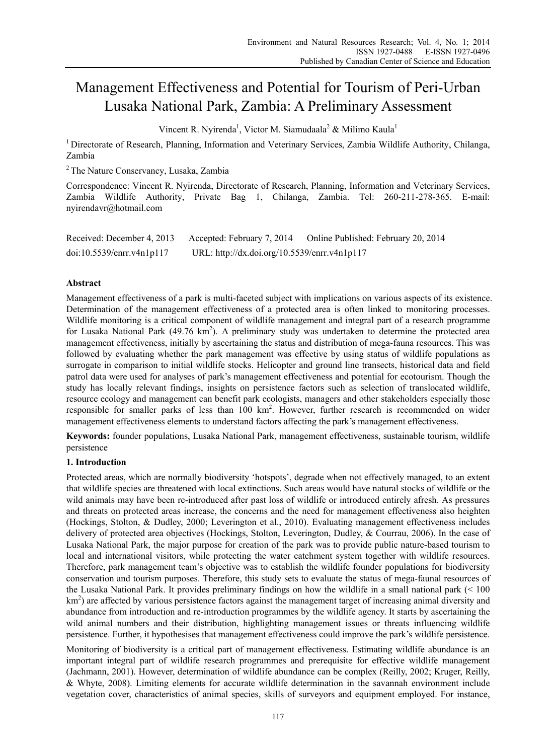# Management Effectiveness and Potential for Tourism of Peri-Urban Lusaka National Park, Zambia: A Preliminary Assessment

Vincent R. Nyirenda[1], Victor M. Siamudaala[2] & Milimo Kaula[1]

[1] Directorate of Research, Planning, Information and Veterinary Services, Zambia Wildlife Authority, Chilanga, Zambia

[2] The Nature Conservancy, Lusaka, Zambia

Correspondence: Vincent R. Nyirenda, Directorate of Research, Planning, Information and Veterinary Services, Zambia Wildlife Authority, Private Bag 1, Chilanga, Zambia. Tel: 260-211-278-365. E-mail: nyirendavr@hotmail.com

Received: December 4, 2013 Accepted: February 7, 2014 Online Published: February 20, 2014

doi:10.5539/enrr.v4n1p117 URL: http://dx.doi.org/10.5539/enrr.v4n1p117

## Abstract

Management effectiveness of a park is multi-faceted subject with implications on various aspects of its existence. Determination of the management effectiveness of a protected area is often linked to monitoring processes. Wildlife monitoring is a critical component of wildlife management and integral part of a research programme for Lusaka National Park (49.76 km$^2$). A preliminary study was undertaken to determine the protected area management effectiveness, initially by ascertaining the status and distribution of mega-fauna resources. This was followed by evaluating whether the park management was effective by using status of wildlife populations as surrogate in comparison to initial wildlife stocks. Helicopter and ground line transects, historical data and field patrol data were used for analyses of park's management effectiveness and potential for ecotourism. Though the study has locally relevant findings, insights on persistence factors such as selection of translocated wildlife, resource ecology and management can benefit park ecologists, managers and other stakeholders especially those responsible for smaller parks of less than 100 km$^2$. However, further research is recommended on wider management effectiveness elements to understand factors affecting the park's management effectiveness.

**Keywords:** founder populations, Lusaka National Park, management effectiveness, sustainable tourism, wildlife persistence

## 1. Introduction

Protected areas, which are normally biodiversity 'hotspots', degrade when not effectively managed, to an extent that wildlife species are threatened with local extinctions. Such areas would have natural stocks of wildlife or the wild animals may have been re-introduced after past loss of wildlife or introduced entirely afresh. As pressures and threats on protected areas increase, the concerns and the need for management effectiveness also heighten (Hockings, Stolton, & Dudley, 2000; Leverington et al., 2010). Evaluating management effectiveness includes delivery of protected area objectives (Hockings, Stolton, Leverington, Dudley, & Courrau, 2006). In the case of Lusaka National Park, the major purpose for creation of the park was to provide public nature-based tourism to local and international visitors, while protecting the water catchment system together with wildlife resources. Therefore, park management team's objective was to establish the wildlife founder populations for biodiversity conservation and tourism purposes. Therefore, this study sets to evaluate the status of mega-faunal resources of the Lusaka National Park. It provides preliminary findings on how the wildlife in a small national park (< 100 km$^2$) are affected by various persistence factors against the management target of increasing animal diversity and abundance from introduction and re-introduction programmes by the wildlife agency. It starts by ascertaining the wild animal numbers and their distribution, highlighting management issues or threats influencing wildlife persistence. Further, it hypothesises that management effectiveness could improve the park's wildlife persistence.

Monitoring of biodiversity is a critical part of management effectiveness. Estimating wildlife abundance is an important integral part of wildlife research programmes and prerequisite for effective wildlife management (Jachmann, 2001). However, determination of wildlife abundance can be complex (Reilly, 2002; Kruger, Reilly, & Whyte, 2008). Limiting elements for accurate wildlife determination in the savannah environment include vegetation cover, characteristics of animal species, skills of surveyors and equipment employed. For instance,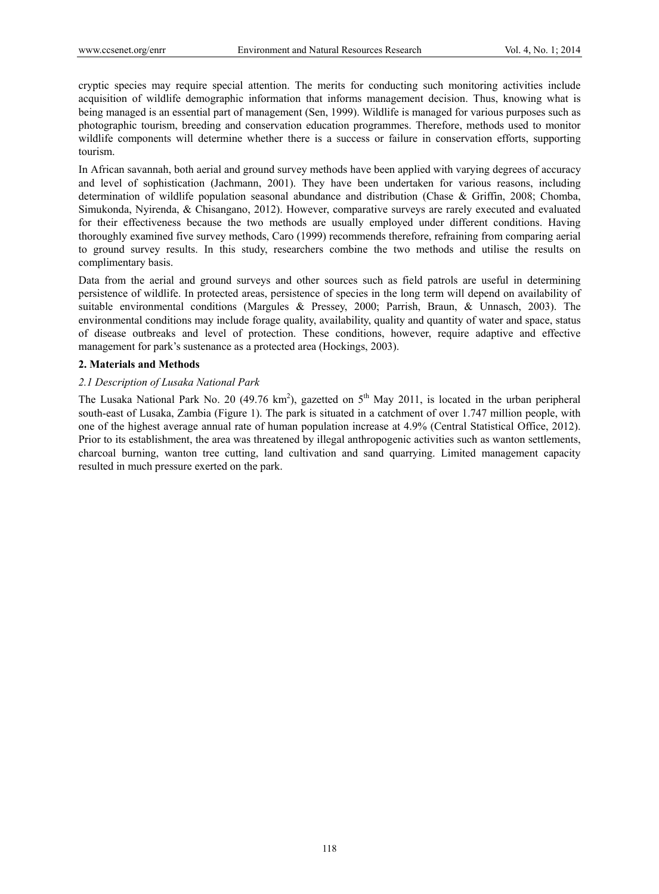cryptic species may require special attention. The merits for conducting such monitoring activities include acquisition of wildlife demographic information that informs management decision. Thus, knowing what is being managed is an essential part of management (Sen, 1999). Wildlife is managed for various purposes such as photographic tourism, breeding and conservation education programmes. Therefore, methods used to monitor wildlife components will determine whether there is a success or failure in conservation efforts, supporting tourism.

In African savannah, both aerial and ground survey methods have been applied with varying degrees of accuracy and level of sophistication (Jachmann, 2001). They have been undertaken for various reasons, including determination of wildlife population seasonal abundance and distribution (Chase & Griffin, 2008; Chomba, Simukonda, Nyirenda, & Chisangano, 2012). However, comparative surveys are rarely executed and evaluated for their effectiveness because the two methods are usually employed under different conditions. Having thoroughly examined five survey methods, Caro (1999) recommends therefore, refraining from comparing aerial to ground survey results. In this study, researchers combine the two methods and utilise the results on complimentary basis.

Data from the aerial and ground surveys and other sources such as field patrols are useful in determining persistence of wildlife. In protected areas, persistence of species in the long term will depend on availability of suitable environmental conditions (Margules & Pressey, 2000; Parrish, Braun, & Unnasch, 2003). The environmental conditions may include forage quality, availability, quality and quantity of water and space, status of disease outbreaks and level of protection. These conditions, however, require adaptive and effective management for park's sustenance as a protected area (Hockings, 2003).

## 2. Materials and Methods

### *2.1 Description of Lusaka National Park*

The Lusaka National Park No. 20 (49.76 $km^2$), gazetted on 5th May 2011, is located in the urban peripheral south-east of Lusaka, Zambia (Figure 1). The park is situated in a catchment of over 1.747 million people, with one of the highest average annual rate of human population increase at 4.9% (Central Statistical Office, 2012). Prior to its establishment, the area was threatened by illegal anthropogenic activities such as wanton settlements, charcoal burning, wanton tree cutting, land cultivation and sand quarrying. Limited management capacity resulted in much pressure exerted on the park.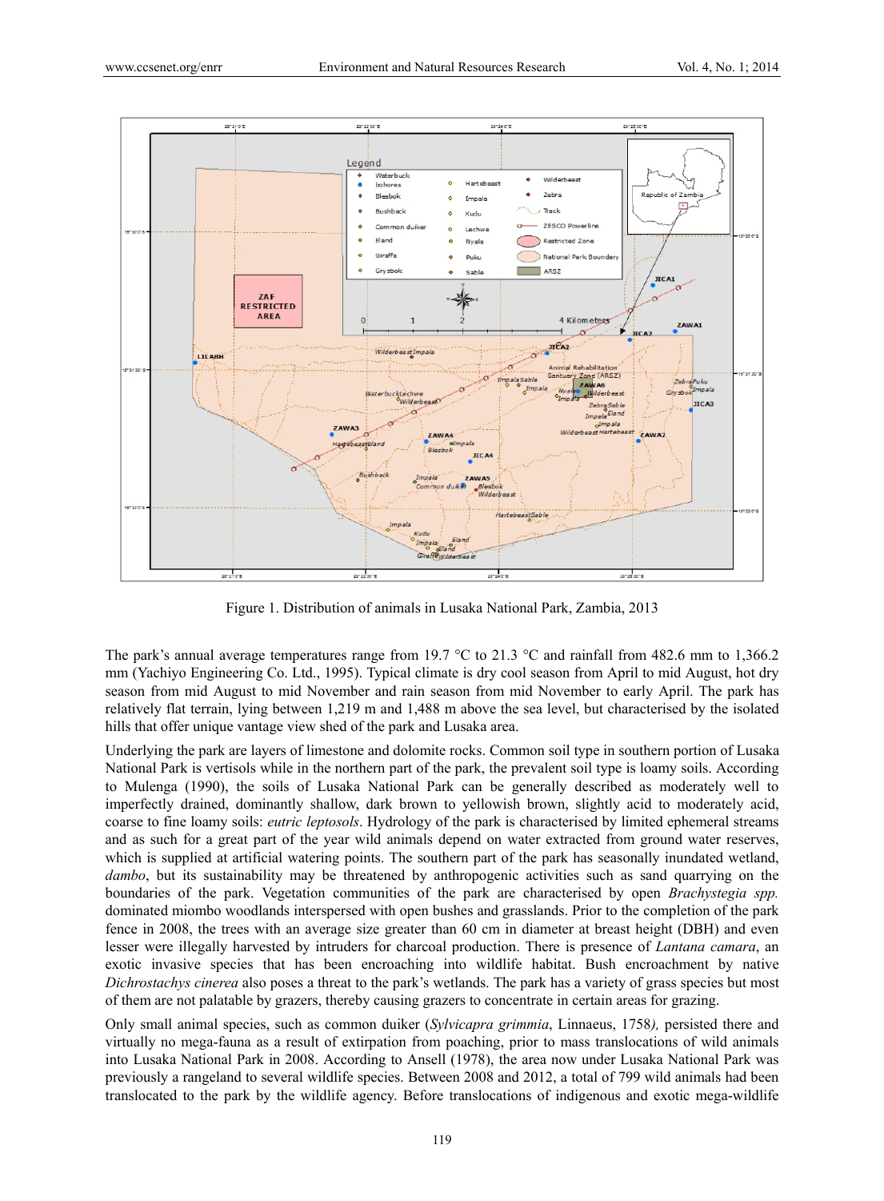Figure 1. Distribution of animals in Lusaka National Park, Zambia, 2013

The park's annual average temperatures range from 19.7 °C to 21.3 °C and rainfall from 482.6 mm to 1,366.2 mm (Yachiyo Engineering Co. Ltd., 1995). Typical climate is dry cool season from April to mid August, hot dry season from mid August to mid November and rain season from mid November to early April. The park has relatively flat terrain, lying between 1,219 m and 1,488 m above the sea level, but characterised by the isolated hills that offer unique vantage view shed of the park and Lusaka area.

Underlying the park are layers of limestone and dolomite rocks. Common soil type in southern portion of Lusaka National Park is vertisols while in the northern part of the park, the prevalent soil type is loamy soils. According to Mulenga (1990), the soils of Lusaka National Park can be generally described as moderately well to imperfectly drained, dominantly shallow, dark brown to yellowish brown, slightly acid to moderately acid, coarse to fine loamy soils: *eutric leptosols*. Hydrology of the park is characterised by limited ephemeral streams and as such for a great part of the year wild animals depend on water extracted from ground water reserves, which is supplied at artificial watering points. The southern part of the park has seasonally inundated wetland, *dambo*, but its sustainability may be threatened by anthropogenic activities such as sand quarrying on the boundaries of the park. Vegetation communities of the park are characterised by open *Brachystegia spp.* dominated miombo woodlands interspersed with open bushes and grasslands. Prior to the completion of the park fence in 2008, the trees with an average size greater than 60 cm in diameter at breast height (DBH) and even lesser were illegally harvested by intruders for charcoal production. There is presence of *Lantana camara*, an exotic invasive species that has been encroaching into wildlife habitat. Bush encroachment by native *Dichrostachys cinerea* also poses a threat to the park's wetlands. The park has a variety of grass species but most of them are not palatable by grazers, thereby causing grazers to concentrate in certain areas for grazing.

Only small animal species, such as common duiker (*Sylvicapra grimmia*, Linnaeus, 1758*)*, persisted there and virtually no mega-fauna as a result of extirpation from poaching, prior to mass translocations of wild animals into Lusaka National Park in 2008. According to Ansell (1978), the area now under Lusaka National Park was previously a rangeland to several wildlife species. Between 2008 and 2012, a total of 799 wild animals had been translocated to the park by the wildlife agency. Before translocations of indigenous and exotic mega-wildlife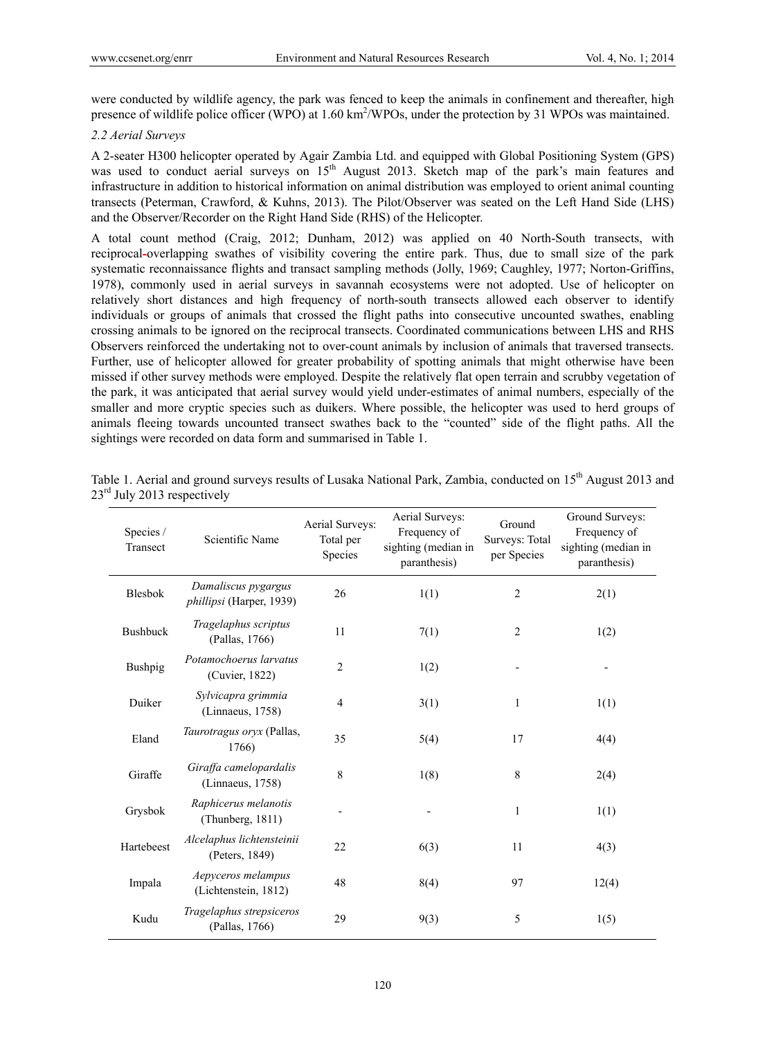were conducted by wildlife agency, the park was fenced to keep the animals in confinement and thereafter, high presence of wildlife police officer (WPO) at 1.60 $km^2$/WPOs, under the protection by 31 WPOs was maintained.

### 2.2 Aerial Surveys

A 2-seater H300 helicopter operated by Agair Zambia Ltd. and equipped with Global Positioning System (GPS) was used to conduct aerial surveys on 15th August 2013. Sketch map of the park's main features and infrastructure in addition to historical information on animal distribution was employed to orient animal counting transects (Peterman, Crawford, & Kuhns, 2013). The Pilot/Observer was seated on the Left Hand Side (LHS) and the Observer/Recorder on the Right Hand Side (RHS) of the Helicopter.

A total count method (Craig, 2012; Dunham, 2012) was applied on 40 North-South transects, with reciprocal-overlapping swathes of visibility covering the entire park. Thus, due to small size of the park systematic reconnaissance flights and transact sampling methods (Jolly, 1969; Caughley, 1977; Norton-Griffins, 1978), commonly used in aerial surveys in savannah ecosystems were not adopted. Use of helicopter on relatively short distances and high frequency of north-south transects allowed each observer to identify individuals or groups of animals that crossed the flight paths into consecutive uncounted swathes, enabling crossing animals to be ignored on the reciprocal transects. Coordinated communications between LHS and RHS Observers reinforced the undertaking not to over-count animals by inclusion of animals that traversed transects. Further, use of helicopter allowed for greater probability of spotting animals that might otherwise have been missed if other survey methods were employed. Despite the relatively flat open terrain and scrubby vegetation of the park, it was anticipated that aerial survey would yield under-estimates of animal numbers, especially of the smaller and more cryptic species such as duikers. Where possible, the helicopter was used to herd groups of animals fleeing towards uncounted transect swathes back to the "counted" side of the flight paths. All the sightings were recorded on data form and summarised in Table 1.

Table 1. Aerial and ground surveys results of Lusaka National Park, Zambia, conducted on 15th August 2013 and 23rd July 2013 respectively

| Species / Transect | Scientific Name | Aerial Surveys: Total per Species | Aerial Surveys: Frequency of sighting (median in paranthesis) | Ground Surveys: Total per Species | Ground Surveys: Frequency of sighting (median in paranthesis) |
|---|---|---|---|---|---|
| Blesbok | *Damaliscus pygargus phillipsi* (Harper, 1939) | 26 | 1(1) | 2 | 2(1) |
| Bushbuck | *Tragelaphus scriptus* (Pallas, 1766) | 11 | 7(1) | 2 | 1(2) |
| Bushpig | *Potamochoerus larvatus* (Cuvier, 1822) | 2 | 1(2) | - | - |
| Duiker | *Sylvicapra grimmia* (Linnaeus, 1758) | 4 | 3(1) | 1 | 1(1) |
| Eland | *Taurotragus oryx* (Pallas, 1766) | 35 | 5(4) | 17 | 4(4) |
| Giraffe | *Giraffa camelopardalis* (Linnaeus, 1758) | 8 | 1(8) | 8 | 2(4) |
| Grysbok | *Raphicerus melanotis* (Thunberg, 1811) | - | - | 1 | 1(1) |
| Hartebeest | *Alcelaphus lichtensteinii* (Peters, 1849) | 22 | 6(3) | 11 | 4(3) |
| Impala | *Aepyceros melampus* (Lichtenstein, 1812) | 48 | 8(4) | 97 | 12(4) |
| Kudu | *Tragelaphus strepsiceros* (Pallas, 1766) | 29 | 9(3) | 5 | 1(5) |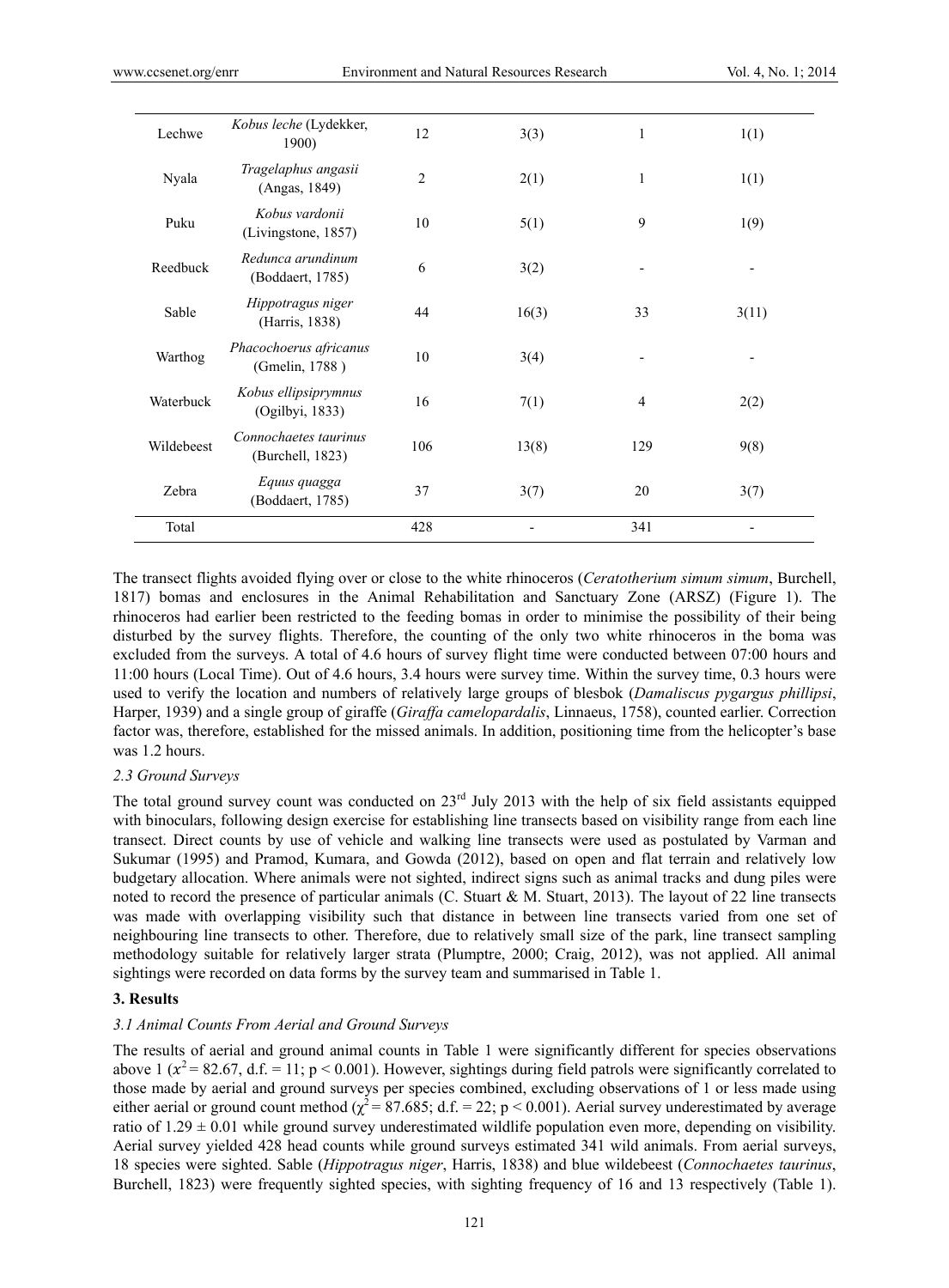| Lechwe | *Kobus leche* (Lydekker, 1900) | 12 | 3(3) | 1 | 1(1) |
|---|---|---|---|---|---|
| Nyala | *Tragelaphus angasii* (Angas, 1849) | 2 | 2(1) | 1 | 1(1) |
| Puku | *Kobus vardonii* (Livingstone, 1857) | 10 | 5(1) | 9 | 1(9) |
| Reedbuck | *Redunca arundinum* (Boddaert, 1785) | 6 | 3(2) | - | - |
| Sable | *Hippotragus niger* (Harris, 1838) | 44 | 16(3) | 33 | 3(11) |
| Warthog | *Phacochoerus africanus* (Gmelin, 1788 ) | 10 | 3(4) | - | - |
| Waterbuck | *Kobus ellipsiprymnus* (Ogilbyi, 1833) | 16 | 7(1) | 4 | 2(2) |
| Wildebeest | *Connochaetes taurinus* (Burchell, 1823) | 106 | 13(8) | 129 | 9(8) |
| Zebra | *Equus quagga* (Boddaert, 1785) | 37 | 3(7) | 20 | 3(7) |
| Total | | 428 | - | 341 | - |

The transect flights avoided flying over or close to the white rhinoceros (*Ceratotherium simum simum*, Burchell, 1817) bomas and enclosures in the Animal Rehabilitation and Sanctuary Zone (ARSZ) (Figure 1). The rhinoceros had earlier been restricted to the feeding bomas in order to minimise the possibility of their being disturbed by the survey flights. Therefore, the counting of the only two white rhinoceros in the boma was excluded from the surveys. A total of 4.6 hours of survey flight time were conducted between 07:00 hours and 11:00 hours (Local Time). Out of 4.6 hours, 3.4 hours were survey time. Within the survey time, 0.3 hours were used to verify the location and numbers of relatively large groups of blesbok (*Damaliscus pygargus phillipsi*, Harper, 1939) and a single group of giraffe (*Giraffa camelopardalis*, Linnaeus, 1758), counted earlier. Correction factor was, therefore, established for the missed animals. In addition, positioning time from the helicopter's base was 1.2 hours.

### *2.3 Ground Surveys*

The total ground survey count was conducted on 23rd July 2013 with the help of six field assistants equipped with binoculars, following design exercise for establishing line transects based on visibility range from each line transect. Direct counts by use of vehicle and walking line transects were used as postulated by Varman and Sukumar (1995) and Pramod, Kumara, and Gowda (2012), based on open and flat terrain and relatively low budgetary allocation. Where animals were not sighted, indirect signs such as animal tracks and dung piles were noted to record the presence of particular animals (C. Stuart & M. Stuart, 2013). The layout of 22 line transects was made with overlapping visibility such that distance in between line transects varied from one set of neighbouring line transects to other. Therefore, due to relatively small size of the park, line transect sampling methodology suitable for relatively larger strata (Plumptre, 2000; Craig, 2012), was not applied. All animal sightings were recorded on data forms by the survey team and summarised in Table 1.

## 3. Results

### *3.1 Animal Counts From Aerial and Ground Surveys*

The results of aerial and ground animal counts in Table 1 were significantly different for species observations above 1 ($x^2 = 82.67$, d.f. = 11; $p < 0.001$). However, sightings during field patrols were significantly correlated to those made by aerial and ground surveys per species combined, excluding observations of 1 or less made using either aerial or ground count method ($\chi^2 = 87.685$; d.f. = 22; $p < 0.001$). Aerial survey underestimated by average ratio of $1.29 \pm 0.01$ while ground survey underestimated wildlife population even more, depending on visibility. Aerial survey yielded 428 head counts while ground surveys estimated 341 wild animals. From aerial surveys, 18 species were sighted. Sable (*Hippotragus niger*, Harris, 1838) and blue wildebeest (*Connochaetes taurinus*, Burchell, 1823) were frequently sighted species, with sighting frequency of 16 and 13 respectively (Table 1).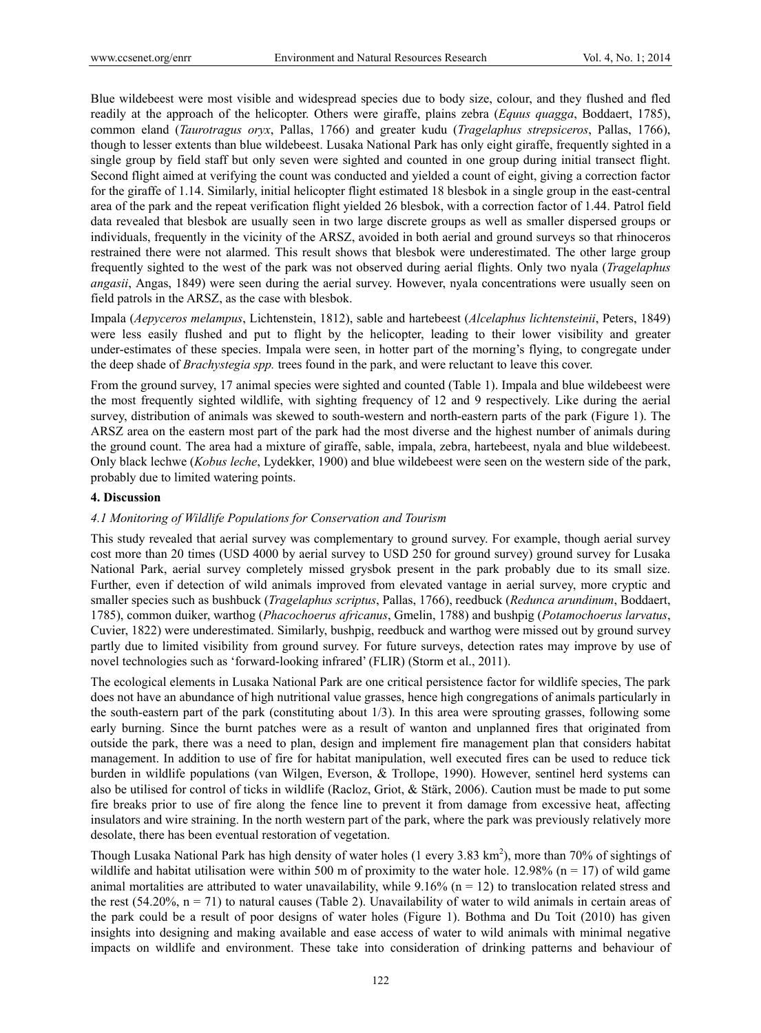Blue wildebeest were most visible and widespread species due to body size, colour, and they flushed and fled readily at the approach of the helicopter. Others were giraffe, plains zebra (*Equus quagga*, Boddaert, 1785), common eland (*Taurotragus oryx*, Pallas, 1766) and greater kudu (*Tragelaphus strepsiceros*, Pallas, 1766), though to lesser extents than blue wildebeest. Lusaka National Park has only eight giraffe, frequently sighted in a single group by field staff but only seven were sighted and counted in one group during initial transect flight. Second flight aimed at verifying the count was conducted and yielded a count of eight, giving a correction factor for the giraffe of 1.14. Similarly, initial helicopter flight estimated 18 blesbok in a single group in the east-central area of the park and the repeat verification flight yielded 26 blesbok, with a correction factor of 1.44. Patrol field data revealed that blesbok are usually seen in two large discrete groups as well as smaller dispersed groups or individuals, frequently in the vicinity of the ARSZ, avoided in both aerial and ground surveys so that rhinoceros restrained there were not alarmed. This result shows that blesbok were underestimated. The other large group frequently sighted to the west of the park was not observed during aerial flights. Only two nyala (*Tragelaphus angasii*, Angas, 1849) were seen during the aerial survey. However, nyala concentrations were usually seen on field patrols in the ARSZ, as the case with blesbok.

Impala (*Aepyceros melampus*, Lichtenstein, 1812), sable and hartebeest (*Alcelaphus lichtensteinii*, Peters, 1849) were less easily flushed and put to flight by the helicopter, leading to their lower visibility and greater under-estimates of these species. Impala were seen, in hotter part of the morning's flying, to congregate under the deep shade of *Brachystegia spp.* trees found in the park, and were reluctant to leave this cover.

From the ground survey, 17 animal species were sighted and counted (Table 1). Impala and blue wildebeest were the most frequently sighted wildlife, with sighting frequency of 12 and 9 respectively. Like during the aerial survey, distribution of animals was skewed to south-western and north-eastern parts of the park (Figure 1). The ARSZ area on the eastern most part of the park had the most diverse and the highest number of animals during the ground count. The area had a mixture of giraffe, sable, impala, zebra, hartebeest, nyala and blue wildebeest. Only black lechwe (*Kobus leche*, Lydekker, 1900) and blue wildebeest were seen on the western side of the park, probably due to limited watering points.

## 4. Discussion

### *4.1 Monitoring of Wildlife Populations for Conservation and Tourism*

This study revealed that aerial survey was complementary to ground survey. For example, though aerial survey cost more than 20 times (USD 4000 by aerial survey to USD 250 for ground survey) ground survey for Lusaka National Park, aerial survey completely missed grysbok present in the park probably due to its small size. Further, even if detection of wild animals improved from elevated vantage in aerial survey, more cryptic and smaller species such as bushbuck (*Tragelaphus scriptus*, Pallas, 1766), reedbuck (*Redunca arundinum*, Boddaert, 1785), common duiker, warthog (*Phacochoerus africanus*, Gmelin, 1788) and bushpig (*Potamochoerus larvatus*, Cuvier, 1822) were underestimated. Similarly, bushpig, reedbuck and warthog were missed out by ground survey partly due to limited visibility from ground survey. For future surveys, detection rates may improve by use of novel technologies such as 'forward-looking infrared' (FLIR) (Storm et al., 2011).

The ecological elements in Lusaka National Park are one critical persistence factor for wildlife species, The park does not have an abundance of high nutritional value grasses, hence high congregations of animals particularly in the south-eastern part of the park (constituting about 1/3). In this area were sprouting grasses, following some early burning. Since the burnt patches were as a result of wanton and unplanned fires that originated from outside the park, there was a need to plan, design and implement fire management plan that considers habitat management. In addition to use of fire for habitat manipulation, well executed fires can be used to reduce tick burden in wildlife populations (van Wilgen, Everson, & Trollope, 1990). However, sentinel herd systems can also be utilised for control of ticks in wildlife (Racloz, Griot, & Stärk, 2006). Caution must be made to put some fire breaks prior to use of fire along the fence line to prevent it from damage from excessive heat, affecting insulators and wire straining. In the north western part of the park, where the park was previously relatively more desolate, there has been eventual restoration of vegetation.

Though Lusaka National Park has high density of water holes (1 every 3.83 km$^2$), more than 70% of sightings of wildlife and habitat utilisation were within 500 m of proximity to the water hole. 12.98% (n = 17) of wild game animal mortalities are attributed to water unavailability, while 9.16% (n = 12) to translocation related stress and the rest (54.20%, n = 71) to natural causes (Table 2). Unavailability of water to wild animals in certain areas of the park could be a result of poor designs of water holes (Figure 1). Bothma and Du Toit (2010) has given insights into designing and making available and ease access of water to wild animals with minimal negative impacts on wildlife and environment. These take into consideration of drinking patterns and behaviour of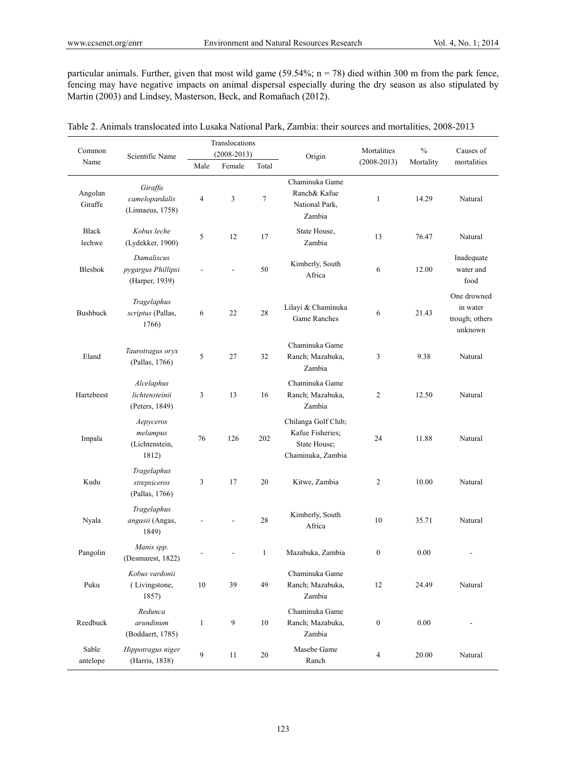particular animals. Further, given that most wild game (59.54%; n = 78) died within 300 m from the park fence, fencing may have negative impacts on animal dispersal especially during the dry season as also stipulated by Martin (2003) and Lindsey, Masterson, Beck, and Romañach (2012).

Table 2. Animals translocated into Lusaka National Park, Zambia: their sources and mortalities, 2008-2013

| Common Name | Scientific Name | Translocations (2008-2013) | | | Origin | Mortalities (2008-2013) | % Mortality | Causes of mortalities |
|---|---|---|---|---|---|---|---|---|
| | | Male | Female | Total | | | | |
| Angolan Giraffe | *Giraffa camelopardalis* (Linnaeus, 1758) | 4 | 3 | 7 | Chaminuka Game Ranch& Kafue National Park, Zambia | 1 | 14.29 | Natural |
| Black lechwe | *Kobus leche* (Lydekker, 1900) | 5 | 12 | 17 | State House, Zambia | 13 | 76.47 | Natural |
| Blesbok | *Damaliscus pygargus Phillipsi* (Harper, 1939) | - | - | 50 | Kimberly, South Africa | 6 | 12.00 | Inadequate water and food |
| Bushbuck | *Tragelaphus scriptus* (Pallas, 1766) | 6 | 22 | 28 | Lilayi & Chaminuka Game Ranches | 6 | 21.43 | One drowned in water trough; others unknown |
| Eland | *Taurotragus oryx* (Pallas, 1766) | 5 | 27 | 32 | Chaminuka Game Ranch; Mazabuka, Zambia | 3 | 9.38 | Natural |
| Hartebeest | *Alcelaphus lichtensteinii* (Peters, 1849) | 3 | 13 | 16 | Chaminuka Game Ranch; Mazabuka, Zambia | 2 | 12.50 | Natural |
| Impala | *Aepyceros melampus* (Lichtenstein, 1812) | 76 | 126 | 202 | Chilanga Golf Club; Kafue Fisheries; State House; Chaminuka, Zambia | 24 | 11.88 | Natural |
| Kudu | *Tragelaphus strepsiceros* (Pallas, 1766) | 3 | 17 | 20 | Kitwe, Zambia | 2 | 10.00 | Natural |
| Nyala | *Tragelaphus angasii* (Angas, 1849) | - | - | 28 | Kimberly, South Africa | 10 | 35.71 | Natural |
| Pangolin | *Manis spp.* (Desmarest, 1822) | - | - | 1 | Mazabuka, Zambia | 0 | 0.00 | - |
| Puku | *Kobus vardonii* ( Livingstone, 1857) | 10 | 39 | 49 | Chaminuka Game Ranch; Mazabuka, Zambia | 12 | 24.49 | Natural |
| Reedbuck | *Redunca arundinum* (Boddaert, 1785) | 1 | 9 | 10 | Chaminuka Game Ranch; Mazabuka, Zambia | 0 | 0.00 | - |
| Sable antelope | *Hippotragus niger* (Harris, 1838) | 9 | 11 | 20 | Masebe Game Ranch | 4 | 20.00 | Natural |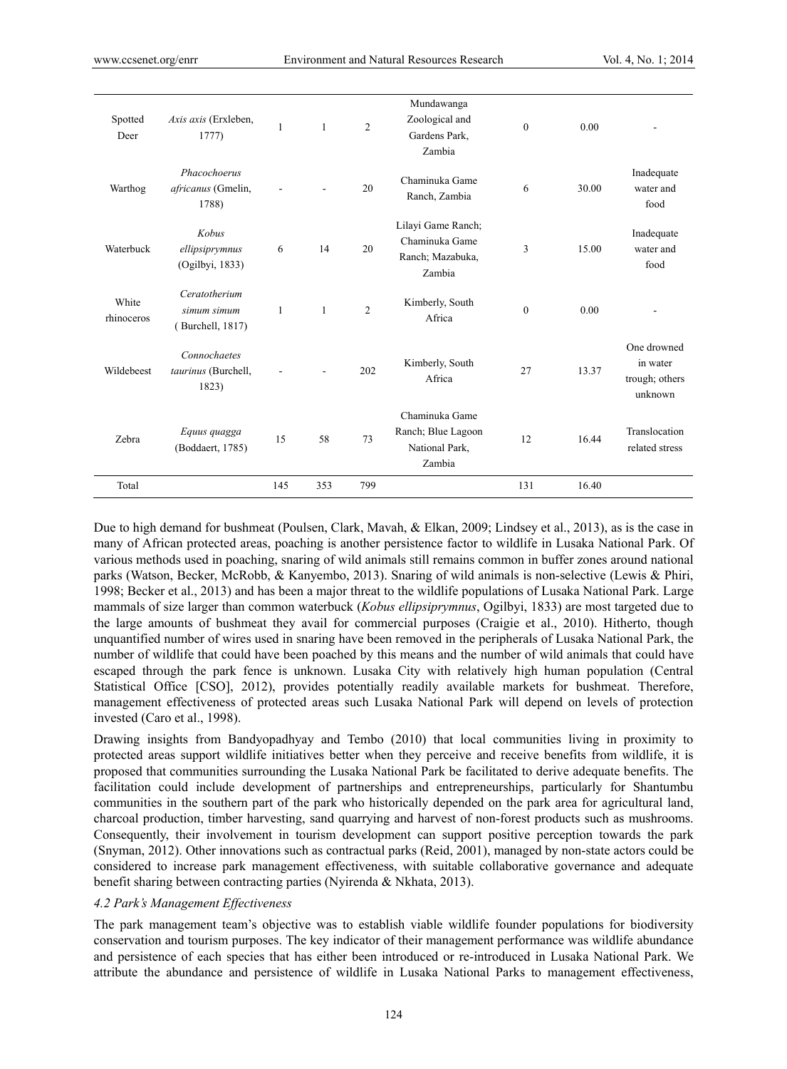| | | | | | | | | |
|---|---|---|---|---|---|---|---|---|
| Spotted Deer | *Axis axis* (Erxleben, 1777) | 1 | 1 | 2 | Mundawanga Zoological and Gardens Park, Zambia | 0 | 0.00 | - |
| Warthog | *Phacochoerus africanus* (Gmelin, 1788) | - | - | 20 | Chaminuka Game Ranch, Zambia | 6 | 30.00 | Inadequate water and food |
| Waterbuck | *Kobus ellipsiprymnus* (Ogilbyi, 1833) | 6 | 14 | 20 | Lilayi Game Ranch; Chaminuka Game Ranch; Mazabuka, Zambia | 3 | 15.00 | Inadequate water and food |
| White rhinoceros | *Ceratotherium simum simum* ( Burchell, 1817) | 1 | 1 | 2 | Kimberly, South Africa | 0 | 0.00 | - |
| Wildebeest | *Connochaetes taurinus* (Burchell, 1823) | - | - | 202 | Kimberly, South Africa | 27 | 13.37 | One drowned in water trough; others unknown |
| Zebra | *Equus quagga* (Boddaert, 1785) | 15 | 58 | 73 | Chaminuka Game Ranch; Blue Lagoon National Park, Zambia | 12 | 16.44 | Translocation related stress |
| Total | | 145 | 353 | 799 | | 131 | 16.40 | |

Due to high demand for bushmeat (Poulsen, Clark, Mavah, & Elkan, 2009; Lindsey et al., 2013), as is the case in many of African protected areas, poaching is another persistence factor to wildlife in Lusaka National Park. Of various methods used in poaching, snaring of wild animals still remains common in buffer zones around national parks (Watson, Becker, McRobb, & Kanyembo, 2013). Snaring of wild animals is non-selective (Lewis & Phiri, 1998; Becker et al., 2013) and has been a major threat to the wildlife populations of Lusaka National Park. Large mammals of size larger than common waterbuck (*Kobus ellipsiprymnus*, Ogilbyi, 1833) are most targeted due to the large amounts of bushmeat they avail for commercial purposes (Craigie et al., 2010). Hitherto, though unquantified number of wires used in snaring have been removed in the peripherals of Lusaka National Park, the number of wildlife that could have been poached by this means and the number of wild animals that could have escaped through the park fence is unknown. Lusaka City with relatively high human population (Central Statistical Office [CSO], 2012), provides potentially readily available markets for bushmeat. Therefore, management effectiveness of protected areas such Lusaka National Park will depend on levels of protection invested (Caro et al., 1998).

Drawing insights from Bandyopadhyay and Tembo (2010) that local communities living in proximity to protected areas support wildlife initiatives better when they perceive and receive benefits from wildlife, it is proposed that communities surrounding the Lusaka National Park be facilitated to derive adequate benefits. The facilitation could include development of partnerships and entrepreneurships, particularly for Shantumbu communities in the southern part of the park who historically depended on the park area for agricultural land, charcoal production, timber harvesting, sand quarrying and harvest of non-forest products such as mushrooms. Consequently, their involvement in tourism development can support positive perception towards the park (Snyman, 2012). Other innovations such as contractual parks (Reid, 2001), managed by non-state actors could be considered to increase park management effectiveness, with suitable collaborative governance and adequate benefit sharing between contracting parties (Nyirenda & Nkhata, 2013).

### *4.2 Park's Management Effectiveness*

The park management team's objective was to establish viable wildlife founder populations for biodiversity conservation and tourism purposes. The key indicator of their management performance was wildlife abundance and persistence of each species that has either been introduced or re-introduced in Lusaka National Park. We attribute the abundance and persistence of wildlife in Lusaka National Parks to management effectiveness,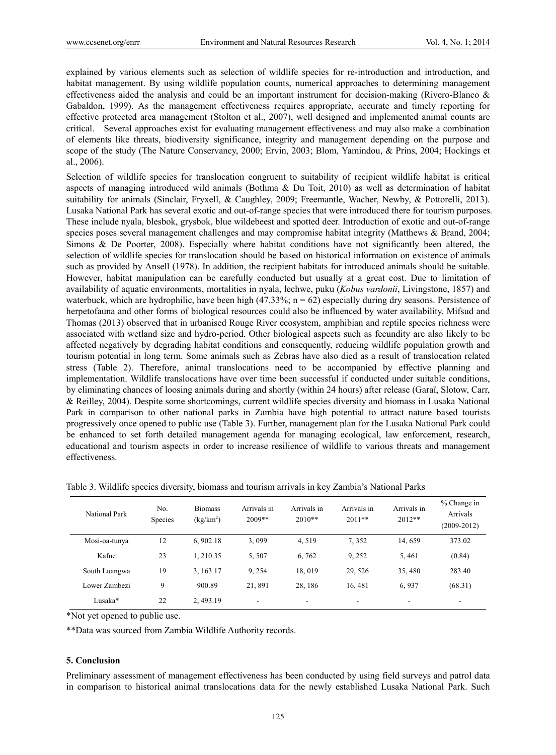explained by various elements such as selection of wildlife species for re-introduction and introduction, and habitat management. By using wildlife population counts, numerical approaches to determining management effectiveness aided the analysis and could be an important instrument for decision-making (Rivero-Blanco & Gabaldon, 1999). As the management effectiveness requires appropriate, accurate and timely reporting for effective protected area management (Stolton et al., 2007), well designed and implemented animal counts are critical. Several approaches exist for evaluating management effectiveness and may also make a combination of elements like threats, biodiversity significance, integrity and management depending on the purpose and scope of the study (The Nature Conservancy, 2000; Ervin, 2003; Blom, Yamindou, & Prins, 2004; Hockings et al., 2006).

Selection of wildlife species for translocation congruent to suitability of recipient wildlife habitat is critical aspects of managing introduced wild animals (Bothma & Du Toit, 2010) as well as determination of habitat suitability for animals (Sinclair, Fryxell, & Caughley, 2009; Freemantle, Wacher, Newby, & Pottorelli, 2013). Lusaka National Park has several exotic and out-of-range species that were introduced there for tourism purposes. These include nyala, blesbok, grysbok, blue wildebeest and spotted deer. Introduction of exotic and out-of-range species poses several management challenges and may compromise habitat integrity (Matthews & Brand, 2004; Simons & De Poorter, 2008). Especially where habitat conditions have not significantly been altered, the selection of wildlife species for translocation should be based on historical information on existence of animals such as provided by Ansell (1978). In addition, the recipient habitats for introduced animals should be suitable. However, habitat manipulation can be carefully conducted but usually at a great cost. Due to limitation of availability of aquatic environments, mortalities in nyala, lechwe, puku (*Kobus vardonii*, Livingstone, 1857) and waterbuck, which are hydrophilic, have been high (47.33%; n = 62) especially during dry seasons. Persistence of herpetofauna and other forms of biological resources could also be influenced by water availability. Mifsud and Thomas (2013) observed that in urbanised Rouge River ecosystem, amphibian and reptile species richness were associated with wetland size and hydro-period. Other biological aspects such as fecundity are also likely to be affected negatively by degrading habitat conditions and consequently, reducing wildlife population growth and tourism potential in long term. Some animals such as Zebras have also died as a result of translocation related stress (Table 2). Therefore, animal translocations need to be accompanied by effective planning and implementation. Wildlife translocations have over time been successful if conducted under suitable conditions, by eliminating chances of loosing animals during and shortly (within 24 hours) after release (Garaï, Slotow, Carr, & Reilley, 2004). Despite some shortcomings, current wildlife species diversity and biomass in Lusaka National Park in comparison to other national parks in Zambia have high potential to attract nature based tourists progressively once opened to public use (Table 3). Further, management plan for the Lusaka National Park could be enhanced to set forth detailed management agenda for managing ecological, law enforcement, research, educational and tourism aspects in order to increase resilience of wildlife to various threats and management effectiveness.

Table 3. Wildlife species diversity, biomass and tourism arrivals in key Zambia's National Parks

| National Park | No. Species | Biomass (kg/km$^2$) | Arrivals in 2009** | Arrivals in 2010** | Arrivals in 2011** | Arrivals in 2012** | % Change in Arrivals (2009-2012) |
|---|---|---|---|---|---|---|---|
| Mosi-oa-tunya | 12 | 6, 902.18 | 3, 099 | 4, 519 | 7, 352 | 14, 659 | 373.02 |
| Kafue | 23 | 1, 210.35 | 5, 507 | 6, 762 | 9, 252 | 5, 461 | (0.84) |
| South Luangwa | 19 | 3, 163.17 | 9, 254 | 18, 019 | 29, 526 | 35, 480 | 283.40 |
| Lower Zambezi | 9 | 900.89 | 21, 891 | 28, 186 | 16, 481 | 6, 937 | (68.31) |
| Lusaka* | 22 | 2, 493.19 | - | - | - | - | - |

*Not yet opened to public use.

**Data was sourced from Zambia Wildlife Authority records.

## 5. Conclusion

Preliminary assessment of management effectiveness has been conducted by using field surveys and patrol data in comparison to historical animal translocations data for the newly established Lusaka National Park. Such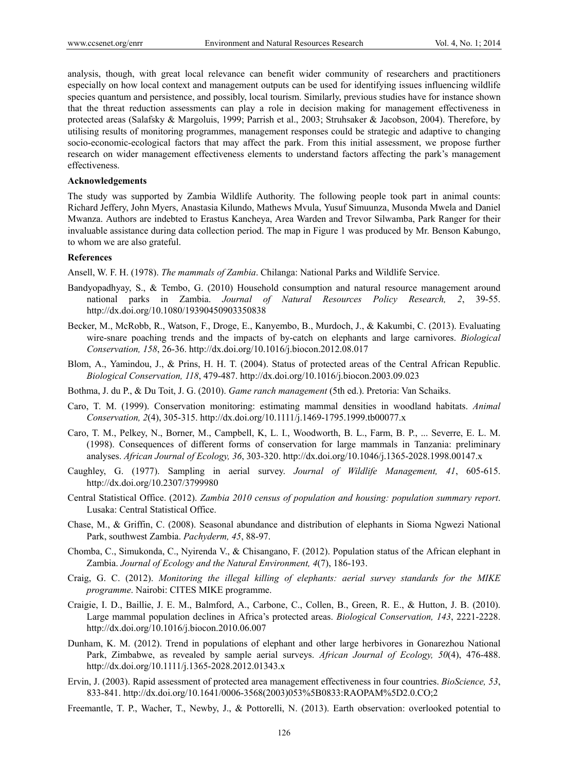analysis, though, with great local relevance can benefit wider community of researchers and practitioners especially on how local context and management outputs can be used for identifying issues influencing wildlife species quantum and persistence, and possibly, local tourism. Similarly, previous studies have for instance shown that the threat reduction assessments can play a role in decision making for management effectiveness in protected areas (Salafsky & Margoluis, 1999; Parrish et al., 2003; Struhsaker & Jacobson, 2004). Therefore, by utilising results of monitoring programmes, management responses could be strategic and adaptive to changing socio-economic-ecological factors that may affect the park. From this initial assessment, we propose further research on wider management effectiveness elements to understand factors affecting the park's management effectiveness.

**Acknowledgements**

The study was supported by Zambia Wildlife Authority. The following people took part in animal counts: Richard Jeffery, John Myers, Anastasia Kilundo, Mathews Mvula, Yusuf Simuunza, Musonda Mwela and Daniel Mwanza. Authors are indebted to Erastus Kancheya, Area Warden and Trevor Silwamba, Park Ranger for their invaluable assistance during data collection period. The map in Figure 1 was produced by Mr. Benson Kabungo, to whom we are also grateful.

**References**

Ansell, W. F. H. (1978). *The mammals of Zambia*. Chilanga: National Parks and Wildlife Service.

Bandyopadhyay, S., & Tembo, G. (2010) Household consumption and natural resource management around national parks in Zambia. *Journal of Natural Resources Policy Research, 2*, 39-55. http://dx.doi.org/10.1080/19390450903350838

Becker, M., McRobb, R., Watson, F., Droge, E., Kanyembo, B., Murdoch, J., & Kakumbi, C. (2013). Evaluating wire-snare poaching trends and the impacts of by-catch on elephants and large carnivores. *Biological Conservation, 158*, 26-36. http://dx.doi.org/10.1016/j.biocon.2012.08.017

Blom, A., Yamindou, J., & Prins, H. H. T. (2004). Status of protected areas of the Central African Republic. *Biological Conservation, 118*, 479-487. http://dx.doi.org/10.1016/j.biocon.2003.09.023

Bothma, J. du P., & Du Toit, J. G. (2010). *Game ranch management* (5th ed.). Pretoria: Van Schaiks.

Caro, T. M. (1999). Conservation monitoring: estimating mammal densities in woodland habitats. *Animal Conservation, 2*(4), 305-315. http://dx.doi.org/10.1111/j.1469-1795.1999.tb00077.x

Caro, T. M., Pelkey, N., Borner, M., Campbell, K, L. I., Woodworth, B. L., Farm, B. P., ... Severre, E. L. M. (1998). Consequences of different forms of conservation for large mammals in Tanzania: preliminary analyses. *African Journal of Ecology, 36*, 303-320. http://dx.doi.org/10.1046/j.1365-2028.1998.00147.x

Caughley, G. (1977). Sampling in aerial survey. *Journal of Wildlife Management, 41*, 605-615. http://dx.doi.org/10.2307/3799980

Central Statistical Office. (2012). *Zambia 2010 census of population and housing: population summary report*. Lusaka: Central Statistical Office.

Chase, M., & Griffin, C. (2008). Seasonal abundance and distribution of elephants in Sioma Ngwezi National Park, southwest Zambia. *Pachyderm, 45*, 88-97.

Chomba, C., Simukonda, C., Nyirenda V., & Chisangano, F. (2012). Population status of the African elephant in Zambia. *Journal of Ecology and the Natural Environment, 4*(7), 186-193.

Craig, G. C. (2012). *Monitoring the illegal killing of elephants: aerial survey standards for the MIKE programme*. Nairobi: CITES MIKE programme.

Craigie, I. D., Baillie, J. E. M., Balmford, A., Carbone, C., Collen, B., Green, R. E., & Hutton, J. B. (2010). Large mammal population declines in Africa's protected areas. *Biological Conservation, 143*, 2221-2228. http://dx.doi.org/10.1016/j.biocon.2010.06.007

Dunham, K. M. (2012). Trend in populations of elephant and other large herbivores in Gonarezhou National Park, Zimbabwe, as revealed by sample aerial surveys. *African Journal of Ecology, 50*(4), 476-488. http://dx.doi.org/10.1111/j.1365-2028.2012.01343.x

Ervin, J. (2003). Rapid assessment of protected area management effectiveness in four countries. *BioScience, 53*, 833-841. http://dx.doi.org/10.1641/0006-3568(2003)053%5B0833:RAOPAM%5D2.0.CO;2

Freemantle, T. P., Wacher, T., Newby, J., & Pottorelli, N. (2013). Earth observation: overlooked potential to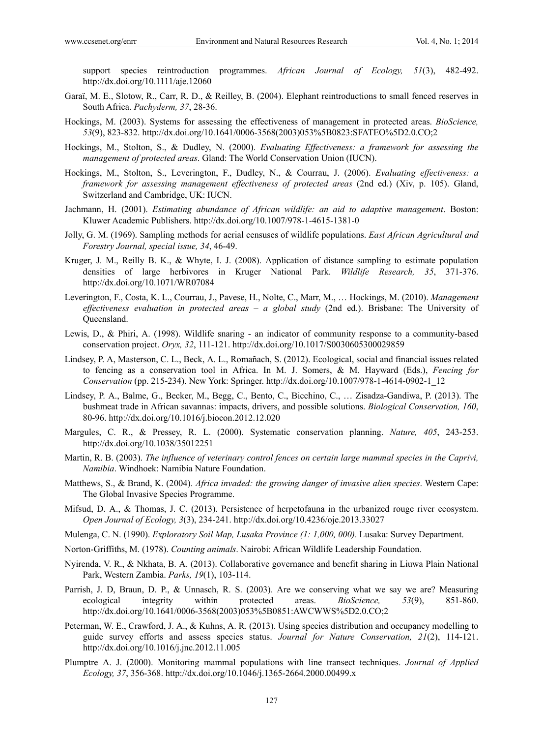support species reintroduction programmes. *African Journal of Ecology, 51*(3), 482-492. http://dx.doi.org/10.1111/aje.12060

Garaï, M. E., Slotow, R., Carr, R. D., & Reilley, B. (2004). Elephant reintroductions to small fenced reserves in South Africa. *Pachyderm, 37*, 28-36.

Hockings, M. (2003). Systems for assessing the effectiveness of management in protected areas. *BioScience, 53*(9), 823-832. http://dx.doi.org/10.1641/0006-3568(2003)053%5B0823:SFATEO%5D2.0.CO;2

Hockings, M., Stolton, S., & Dudley, N. (2000). *Evaluating Effectiveness: a framework for assessing the management of protected areas*. Gland: The World Conservation Union (IUCN).

Hockings, M., Stolton, S., Leverington, F., Dudley, N., & Courrau, J. (2006). *Evaluating effectiveness: a framework for assessing management effectiveness of protected areas* (2nd ed.) (Xiv, p. 105). Gland, Switzerland and Cambridge, UK: IUCN.

Jachmann, H. (2001). *Estimating abundance of African wildlife: an aid to adaptive management*. Boston: Kluwer Academic Publishers. http://dx.doi.org/10.1007/978-1-4615-1381-0

Jolly, G. M. (1969). Sampling methods for aerial censuses of wildlife populations. *East African Agricultural and Forestry Journal, special issue, 34*, 46-49.

Kruger, J. M., Reilly B. K., & Whyte, I. J. (2008). Application of distance sampling to estimate population densities of large herbivores in Kruger National Park. *Wildlife Research, 35*, 371-376. http://dx.doi.org/10.1071/WR07084

Leverington, F., Costa, K. L., Courrau, J., Pavese, H., Nolte, C., Marr, M., … Hockings, M. (2010). *Management effectiveness evaluation in protected areas – a global study* (2nd ed.). Brisbane: The University of Queensland.

Lewis, D., & Phiri, A. (1998). Wildlife snaring - an indicator of community response to a community-based conservation project. *Oryx, 32*, 111-121. http://dx.doi.org/10.1017/S0030605300029859

Lindsey, P. A, Masterson, C. L., Beck, A. L., Romañach, S. (2012). Ecological, social and financial issues related to fencing as a conservation tool in Africa. In M. J. Somers, & M. Hayward (Eds.), *Fencing for Conservation* (pp. 215-234). New York: Springer. http://dx.doi.org/10.1007/978-1-4614-0902-1_12

Lindsey, P. A., Balme, G., Becker, M., Begg, C., Bento, C., Bicchino, C., … Zisadza-Gandiwa, P. (2013). The bushmeat trade in African savannas: impacts, drivers, and possible solutions. *Biological Conservation, 160*, 80-96. http://dx.doi.org/10.1016/j.biocon.2012.12.020

Margules, C. R., & Pressey, R. L. (2000). Systematic conservation planning. *Nature, 405*, 243-253. http://dx.doi.org/10.1038/35012251

Martin, R. B. (2003). *The influence of veterinary control fences on certain large mammal species in the Caprivi, Namibia*. Windhoek: Namibia Nature Foundation.

Matthews, S., & Brand, K. (2004). *Africa invaded: the growing danger of invasive alien species*. Western Cape: The Global Invasive Species Programme.

Mifsud, D. A., & Thomas, J. C. (2013). Persistence of herpetofauna in the urbanized rouge river ecosystem. *Open Journal of Ecology, 3*(3), 234-241. http://dx.doi.org/10.4236/oje.2013.33027

Mulenga, C. N. (1990). *Exploratory Soil Map, Lusaka Province (1: 1,000, 000)*. Lusaka: Survey Department.

Norton-Griffiths, M. (1978). *Counting animals*. Nairobi: African Wildlife Leadership Foundation.

Nyirenda, V. R., & Nkhata, B. A. (2013). Collaborative governance and benefit sharing in Liuwa Plain National Park, Western Zambia. *Parks, 19*(1), 103-114.

Parrish, J. D, Braun, D. P., & Unnasch, R. S. (2003). Are we conserving what we say we are? Measuring ecological integrity within protected areas. *BioScience, 53*(9), 851-860. http://dx.doi.org/10.1641/0006-3568(2003)053%5B0851:AWCWWS%5D2.0.CO;2

Peterman, W. E., Crawford, J. A., & Kuhns, A. R. (2013). Using species distribution and occupancy modelling to guide survey efforts and assess species status. *Journal for Nature Conservation, 21*(2), 114-121. http://dx.doi.org/10.1016/j.jnc.2012.11.005

Plumptre A. J. (2000). Monitoring mammal populations with line transect techniques. *Journal of Applied Ecology, 37*, 356-368. http://dx.doi.org/10.1046/j.1365-2664.2000.00499.x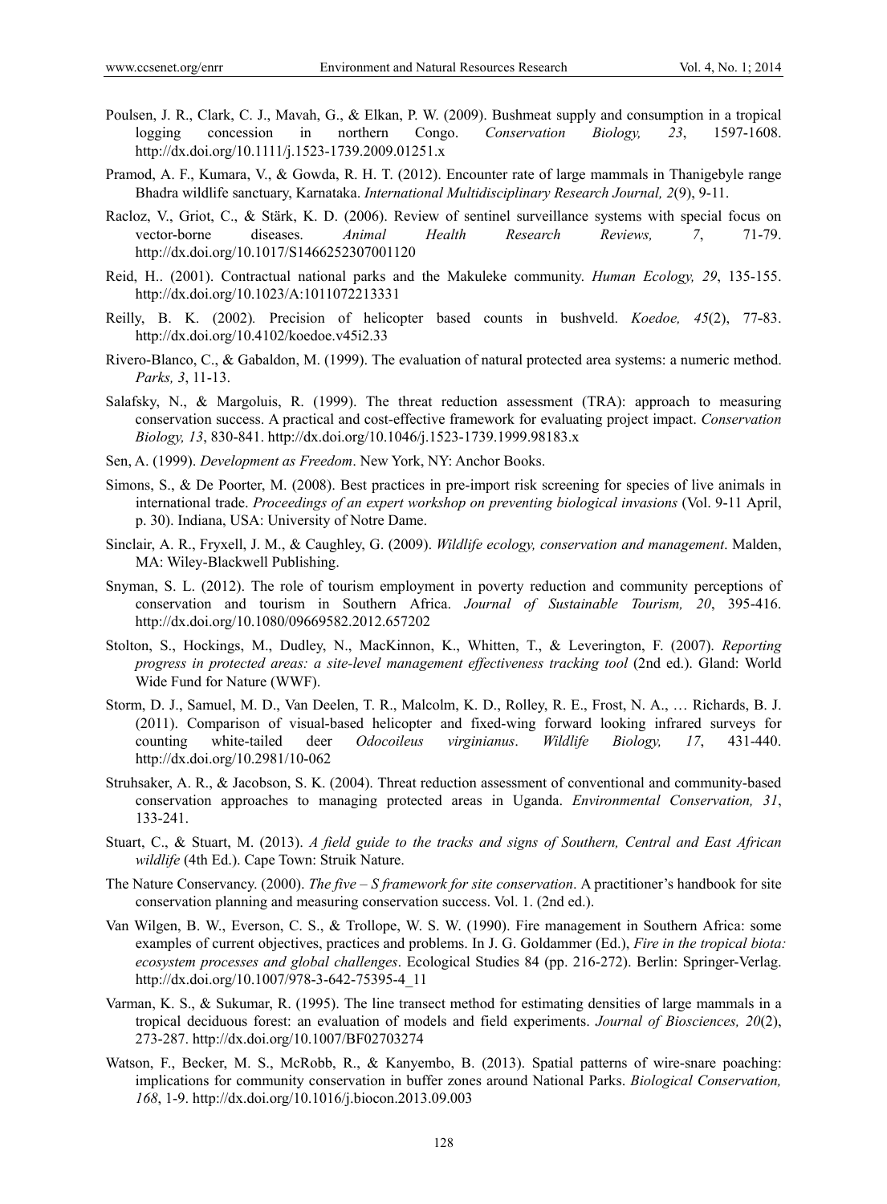Poulsen, J. R., Clark, C. J., Mavah, G., & Elkan, P. W. (2009). Bushmeat supply and consumption in a tropical logging concession in northern Congo. *Conservation Biology, 23*, 1597-1608. http://dx.doi.org/10.1111/j.1523-1739.2009.01251.x

Pramod, A. F., Kumara, V., & Gowda, R. H. T. (2012). Encounter rate of large mammals in Thanigebyle range Bhadra wildlife sanctuary, Karnataka. *International Multidisciplinary Research Journal, 2*(9), 9-11.

Racloz, V., Griot, C., & Stärk, K. D. (2006). Review of sentinel surveillance systems with special focus on vector-borne diseases. *Animal Health Research Reviews, 7*, 71-79. http://dx.doi.org/10.1017/S1466252307001120

Reid, H.. (2001). Contractual national parks and the Makuleke community. *Human Ecology, 29*, 135-155. http://dx.doi.org/10.1023/A:1011072213331

Reilly, B. K. (2002). Precision of helicopter based counts in bushveld. *Koedoe, 45*(2), 77-83. http://dx.doi.org/10.4102/koedoe.v45i2.33

Rivero-Blanco, C., & Gabaldon, M. (1999). The evaluation of natural protected area systems: a numeric method. *Parks, 3*, 11-13.

Salafsky, N., & Margoluis, R. (1999). The threat reduction assessment (TRA): approach to measuring conservation success. A practical and cost-effective framework for evaluating project impact. *Conservation Biology, 13*, 830-841. http://dx.doi.org/10.1046/j.1523-1739.1999.98183.x

Sen, A. (1999). *Development as Freedom*. New York, NY: Anchor Books.

Simons, S., & De Poorter, M. (2008). Best practices in pre-import risk screening for species of live animals in international trade. *Proceedings of an expert workshop on preventing biological invasions* (Vol. 9-11 April, p. 30). Indiana, USA: University of Notre Dame.

Sinclair, A. R., Fryxell, J. M., & Caughley, G. (2009). *Wildlife ecology, conservation and management*. Malden, MA: Wiley-Blackwell Publishing.

Snyman, S. L. (2012). The role of tourism employment in poverty reduction and community perceptions of conservation and tourism in Southern Africa. *Journal of Sustainable Tourism, 20*, 395-416. http://dx.doi.org/10.1080/09669582.2012.657202

Stolton, S., Hockings, M., Dudley, N., MacKinnon, K., Whitten, T., & Leverington, F. (2007). *Reporting progress in protected areas: a site-level management effectiveness tracking tool* (2nd ed.). Gland: World Wide Fund for Nature (WWF).

Storm, D. J., Samuel, M. D., Van Deelen, T. R., Malcolm, K. D., Rolley, R. E., Frost, N. A., … Richards, B. J. (2011). Comparison of visual-based helicopter and fixed-wing forward looking infrared surveys for counting white-tailed deer *Odocoileus virginianus*. *Wildlife Biology, 17*, 431-440. http://dx.doi.org/10.2981/10-062

Struhsaker, A. R., & Jacobson, S. K. (2004). Threat reduction assessment of conventional and community-based conservation approaches to managing protected areas in Uganda. *Environmental Conservation, 31*, 133-241.

Stuart, C., & Stuart, M. (2013). *A field guide to the tracks and signs of Southern, Central and East African wildlife* (4th Ed.). Cape Town: Struik Nature.

The Nature Conservancy. (2000). *The five – S framework for site conservation*. A practitioner's handbook for site conservation planning and measuring conservation success. Vol. 1. (2nd ed.).

Van Wilgen, B. W., Everson, C. S., & Trollope, W. S. W. (1990). Fire management in Southern Africa: some examples of current objectives, practices and problems. In J. G. Goldammer (Ed.), *Fire in the tropical biota: ecosystem processes and global challenges*. Ecological Studies 84 (pp. 216-272). Berlin: Springer-Verlag. http://dx.doi.org/10.1007/978-3-642-75395-4_11

Varman, K. S., & Sukumar, R. (1995). The line transect method for estimating densities of large mammals in a tropical deciduous forest: an evaluation of models and field experiments. *Journal of Biosciences, 20*(2), 273-287. http://dx.doi.org/10.1007/BF02703274

Watson, F., Becker, M. S., McRobb, R., & Kanyembo, B. (2013). Spatial patterns of wire-snare poaching: implications for community conservation in buffer zones around National Parks. *Biological Conservation, 168*, 1-9. http://dx.doi.org/10.1016/j.biocon.2013.09.003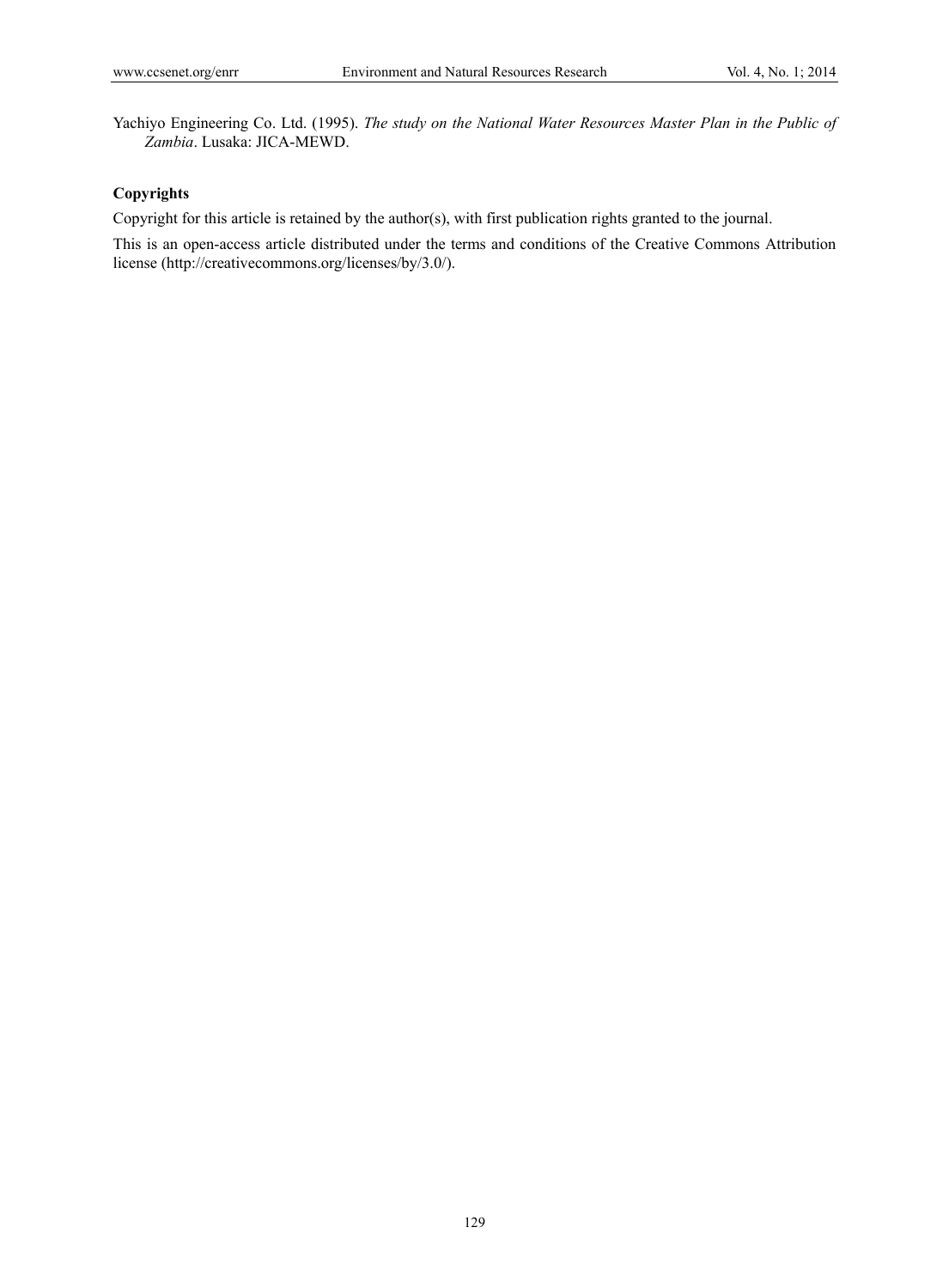Yachiyo Engineering Co. Ltd. (1995). *The study on the National Water Resources Master Plan in the Public of Zambia*. Lusaka: JICA-MEWD.

**Copyrights**

Copyright for this article is retained by the author(s), with first publication rights granted to the journal.

This is an open-access article distributed under the terms and conditions of the Creative Commons Attribution license (http://creativecommons.org/licenses/by/3.0/).